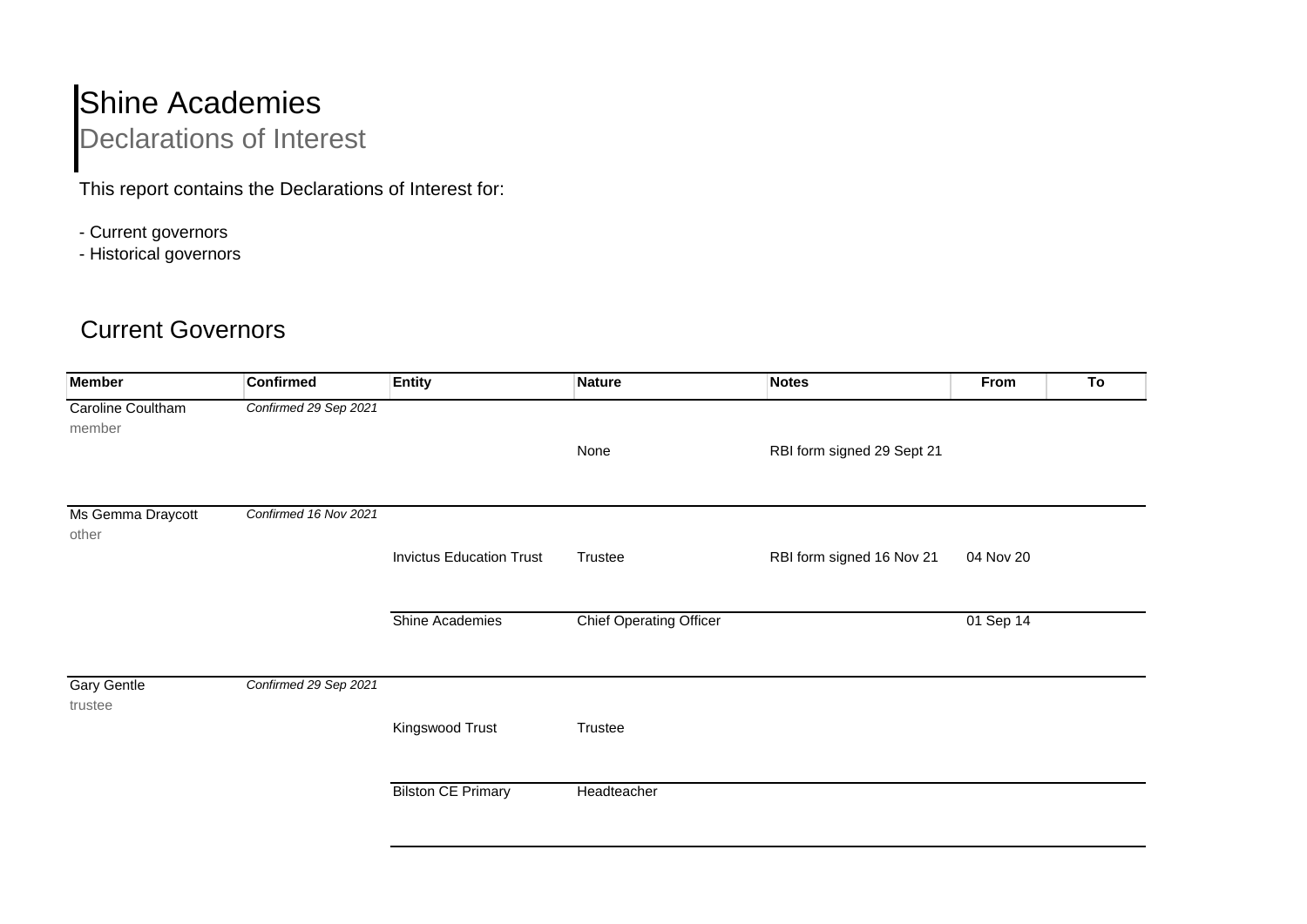# Shine Academies

## Declarations of Interest

This report contains the Declarations of Interest for:

- Current governors
- Historical governors

## Current Governors

| Member | Confirmed | Entity | Nature | Notes | From | To |
|---|---|---|---|---|---|---|
| Caroline Coultham<br>member | *Confirmed 29 Sep 2021* | | None | RBI form signed 29 Sept 21 | | |
| Ms Gemma Draycott<br>other | *Confirmed 16 Nov 2021* | Invictus Education Trust | Trustee | RBI form signed 16 Nov 21 | 04 Nov 20 | |
| | | Shine Academies | Chief Operating Officer | | 01 Sep 14 | |
| Gary Gentle<br>trustee | *Confirmed 29 Sep 2021* | Kingswood Trust | Trustee | | | |
| | | Bilston CE Primary | Headteacher | | | |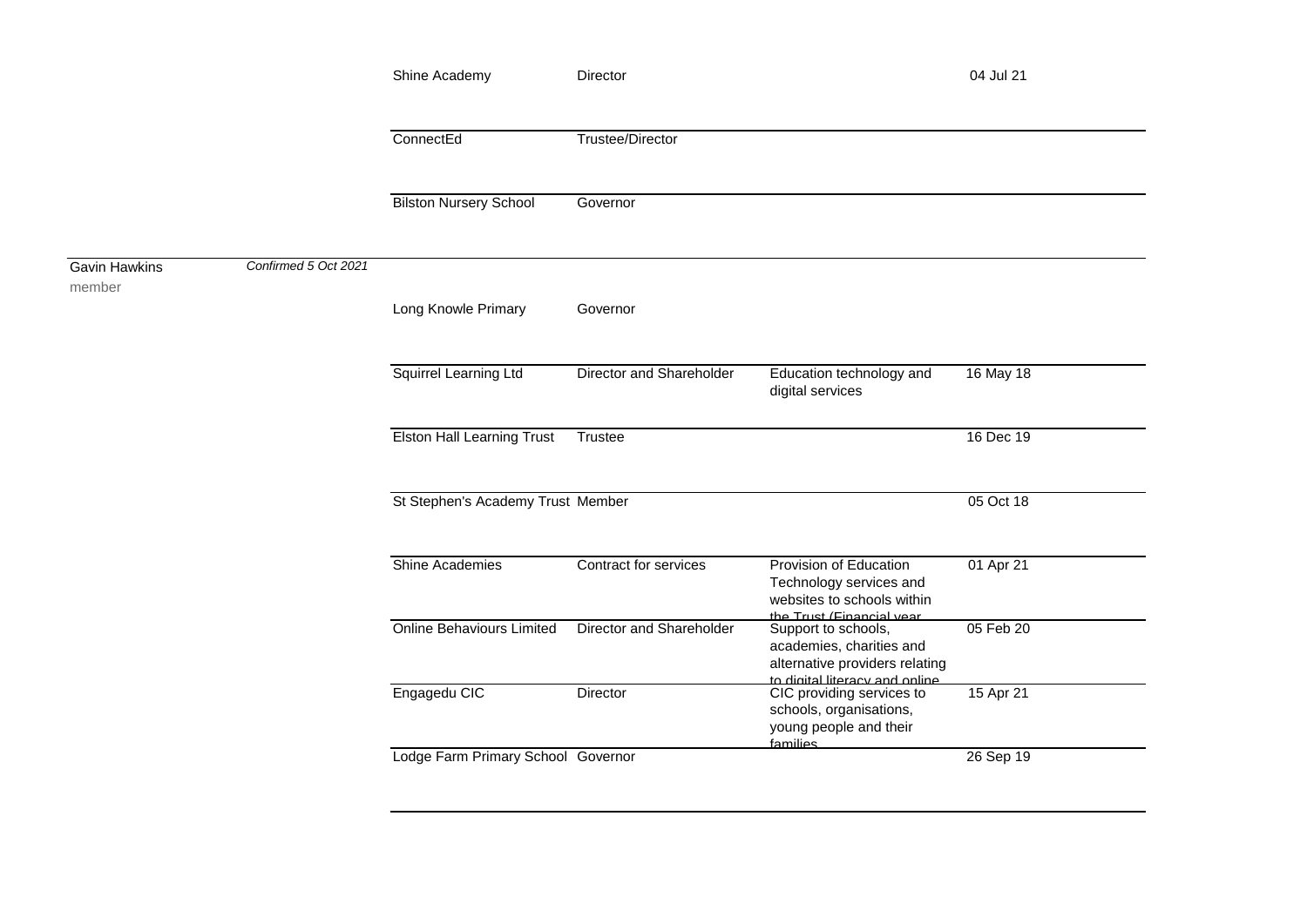| | | | | | |
|---|---|---|---|---|---|
| | | Shine Academy | Director | | 04 Jul 21 |
| | | ConnectEd | Trustee/Director | | |
| | | Bilston Nursery School | Governor | | |
| Gavin Hawkins<br>member | *Confirmed 5 Oct 2021* | | | | |
| | | Long Knowle Primary | Governor | | |
| | | Squirrel Learning Ltd | Director and Shareholder | Education technology and digital services | 16 May 18 |
| | | Elston Hall Learning Trust | Trustee | | 16 Dec 19 |
| | | St Stephen's Academy Trust | Member | | 05 Oct 18 |
| | | Shine Academies | Contract for services | Provision of Education Technology services and websites to schools within the Trust (Financial year | 01 Apr 21 |
| | | Online Behaviours Limited | Director and Shareholder | Support to schools, academies, charities and alternative providers relating to digital literacy and online | 05 Feb 20 |
| | | Engagedu CIC | Director | CIC providing services to schools, organisations, young people and their families | 15 Apr 21 |
| | | Lodge Farm Primary School | Governor | | 26 Sep 19 |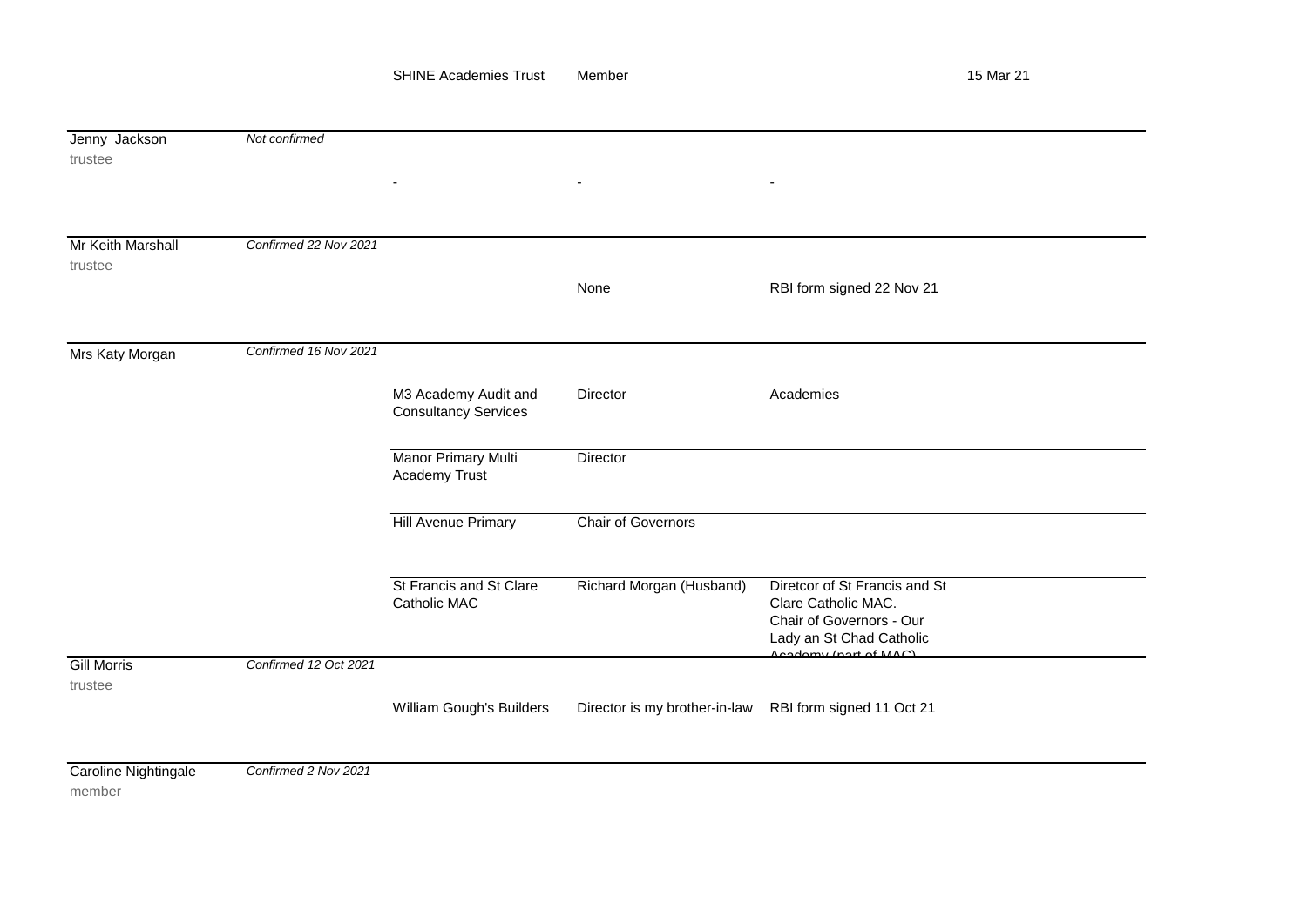| | | | | | |
|---|---|---|---|---|---|
| | | SHINE Academies Trust | Member | | 15 Mar 21 |
| Jenny Jackson<br>trustee | *Not confirmed* | - | - | - | |
| Mr Keith Marshall<br>trustee | *Confirmed 22 Nov 2021* | | None | RBI form signed 22 Nov 21 | |
| Mrs Katy Morgan | *Confirmed 16 Nov 2021* | M3 Academy Audit and Consultancy Services | Director | Academies | |
| | | Manor Primary Multi Academy Trust | Director | | |
| | | Hill Avenue Primary | Chair of Governors | | |
| | | St Francis and St Clare Catholic MAC | Richard Morgan (Husband) | Diretcor of St Francis and St Clare Catholic MAC. Chair of Governors - Our Lady an St Chad Catholic Academy (part of MAC) | |
| Gill Morris<br>trustee | *Confirmed 12 Oct 2021* | William Gough's Builders | Director is my brother-in-law | RBI form signed 11 Oct 21 | |
| Caroline Nightingale<br>member | *Confirmed 2 Nov 2021* | | | | |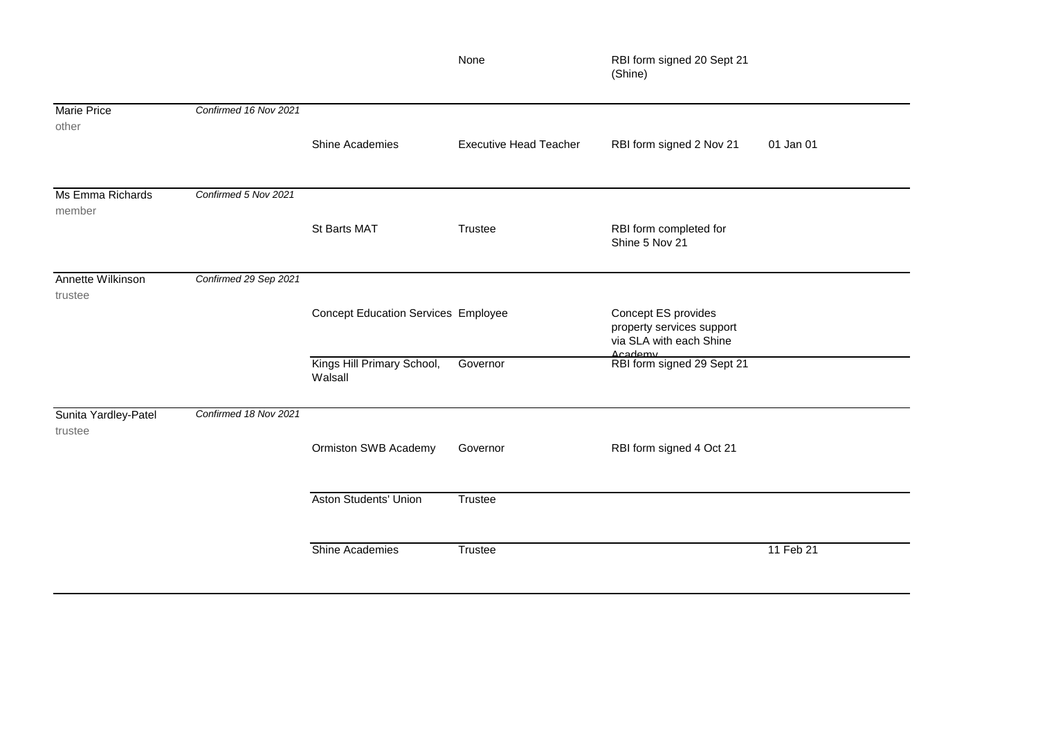| | | | | | |
|---|---|---|---|---|---|
| | | | None | RBI form signed 20 Sept 21 (Shine) | |
| Marie Price<br>other | *Confirmed 16 Nov 2021* | | | | |
| | | Shine Academies | Executive Head Teacher | RBI form signed 2 Nov 21 | 01 Jan 01 |
| Ms Emma Richards<br>member | *Confirmed 5 Nov 2021* | | | | |
| | | St Barts MAT | Trustee | RBI form completed for Shine 5 Nov 21 | |
| Annette Wilkinson<br>trustee | *Confirmed 29 Sep 2021* | | | | |
| | | Concept Education Services | Employee | Concept ES provides property services support via SLA with each Shine Academy | |
| | | Kings Hill Primary School, Walsall | Governor | RBI form signed 29 Sept 21 | |
| Sunita Yardley-Patel<br>trustee | *Confirmed 18 Nov 2021* | | | | |
| | | Ormiston SWB Academy | Governor | RBI form signed 4 Oct 21 | |
| | | Aston Students' Union | Trustee | | |
| | | Shine Academies | Trustee | | 11 Feb 21 |